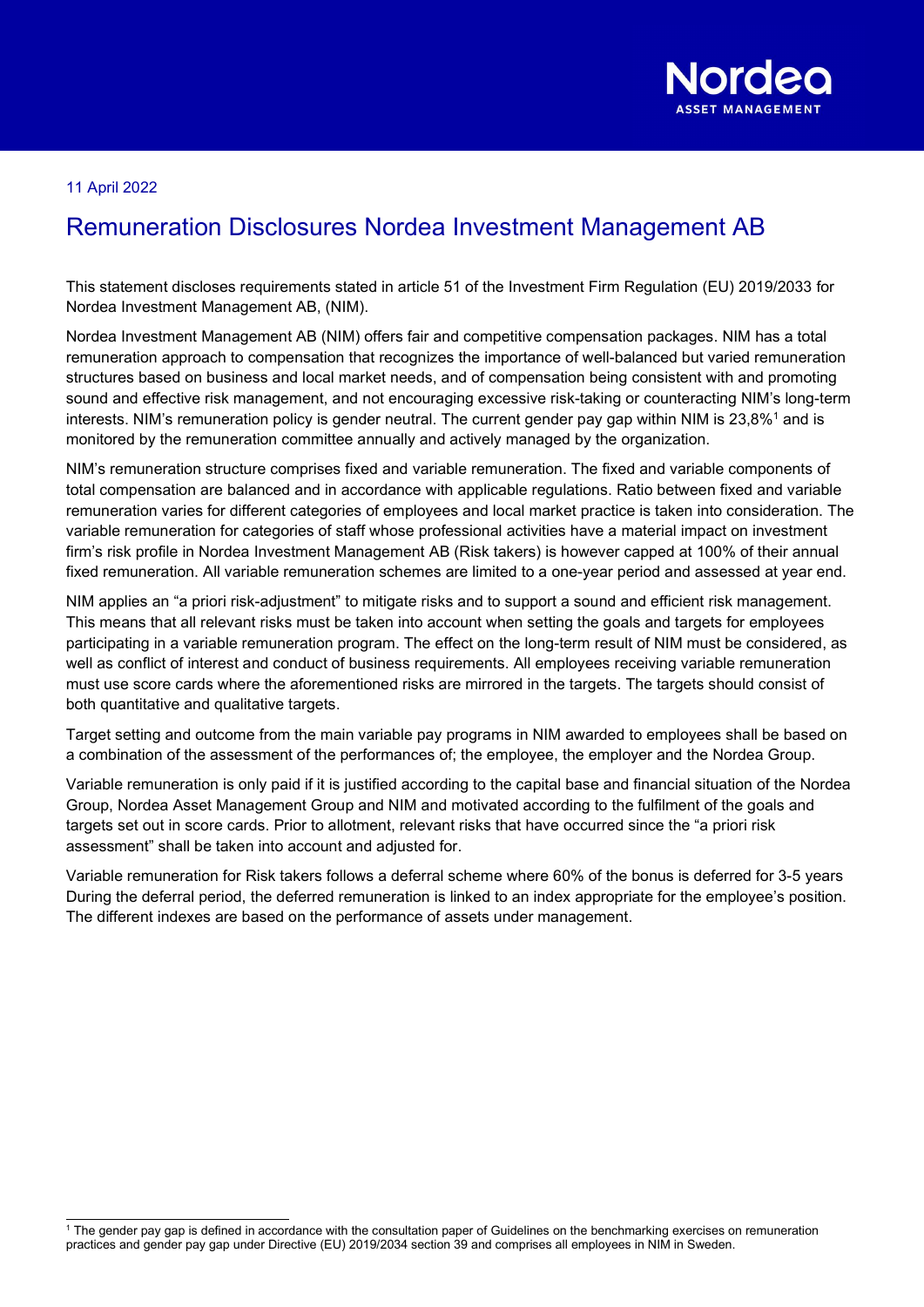11 April 2022

# Remuneration Disclosures Nordea Investment Management AB

This statement discloses requirements stated in article 51 of the Investment Firm Regulation (EU) 2019/2033 for Nordea Investment Management AB, (NIM).

Nordea Investment Management AB (NIM) offers fair and competitive compensation packages. NIM has a total remuneration approach to compensation that recognizes the importance of well-balanced but varied remuneration structures based on business and local market needs, and of compensation being consistent with and promoting sound and effective risk management, and not encouraging excessive risk-taking or counteracting NIM's long-term interests. NIM's remuneration policy is gender neutral. The current gender pay gap within NIM is 23,8%[1] and is monitored by the remuneration committee annually and actively managed by the organization.

NIM's remuneration structure comprises fixed and variable remuneration. The fixed and variable components of total compensation are balanced and in accordance with applicable regulations. Ratio between fixed and variable remuneration varies for different categories of employees and local market practice is taken into consideration. The variable remuneration for categories of staff whose professional activities have a material impact on investment firm's risk profile in Nordea Investment Management AB (Risk takers) is however capped at 100% of their annual fixed remuneration. All variable remuneration schemes are limited to a one-year period and assessed at year end.

NIM applies an "a priori risk-adjustment" to mitigate risks and to support a sound and efficient risk management. This means that all relevant risks must be taken into account when setting the goals and targets for employees participating in a variable remuneration program. The effect on the long-term result of NIM must be considered, as well as conflict of interest and conduct of business requirements. All employees receiving variable remuneration must use score cards where the aforementioned risks are mirrored in the targets. The targets should consist of both quantitative and qualitative targets.

Target setting and outcome from the main variable pay programs in NIM awarded to employees shall be based on a combination of the assessment of the performances of; the employee, the employer and the Nordea Group.

Variable remuneration is only paid if it is justified according to the capital base and financial situation of the Nordea Group, Nordea Asset Management Group and NIM and motivated according to the fulfilment of the goals and targets set out in score cards. Prior to allotment, relevant risks that have occurred since the "a priori risk assessment" shall be taken into account and adjusted for.

Variable remuneration for Risk takers follows a deferral scheme where 60% of the bonus is deferred for 3-5 years During the deferral period, the deferred remuneration is linked to an index appropriate for the employee's position. The different indexes are based on the performance of assets under management.

---

[1] The gender pay gap is defined in accordance with the consultation paper of Guidelines on the benchmarking exercises on remuneration practices and gender pay gap under Directive (EU) 2019/2034 section 39 and comprises all employees in NIM in Sweden.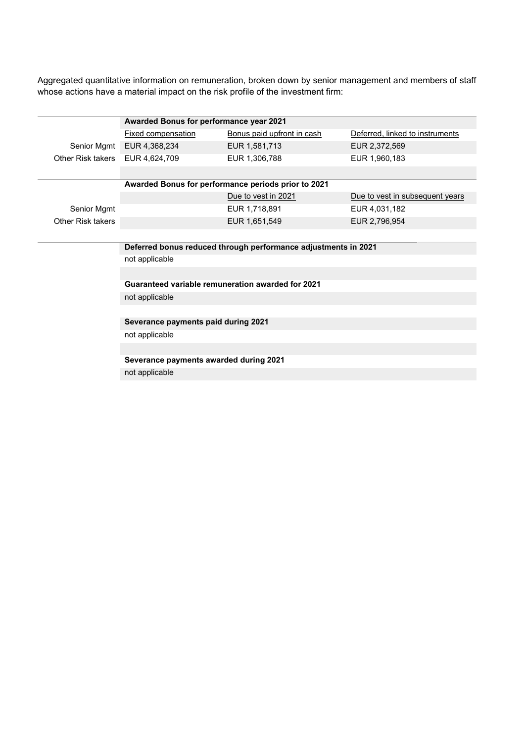Aggregated quantitative information on remuneration, broken down by senior management and members of staff whose actions have a material impact on the risk profile of the investment firm:

| | **Awarded Bonus for performance year 2021** | | |
|---|---|---|---|
| | Fixed compensation | Bonus paid upfront in cash | Deferred, linked to instruments |
| Senior Mgmt | EUR 4,368,234 | EUR 1,581,713 | EUR 2,372,569 |
| Other Risk takers | EUR 4,624,709 | EUR 1,306,788 | EUR 1,960,183 |
| | **Awarded Bonus for performance periods prior to 2021** | | |
| | | Due to vest in 2021 | Due to vest in subsequent years |
| Senior Mgmt | | EUR 1,718,891 | EUR 4,031,182 |
| Other Risk takers | | EUR 1,651,549 | EUR 2,796,954 |
| | **Deferred bonus reduced through performance adjustments in 2021** | | |
| | not applicable | | |
| | **Guaranteed variable remuneration awarded for 2021** | | |
| | not applicable | | |
| | **Severance payments paid during 2021** | | |
| | not applicable | | |
| | **Severance payments awarded during 2021** | | |
| | not applicable | | |